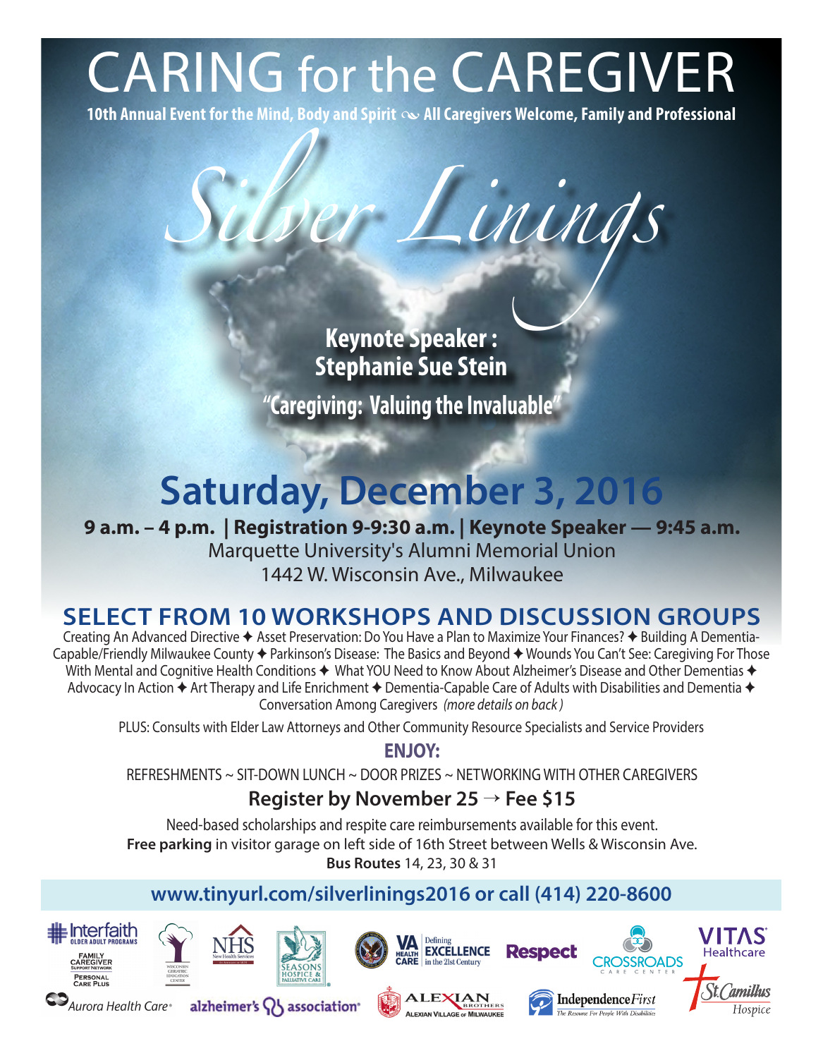# CARING for the CAREGIVER

**10th Annual Event for the Mind, Body and Spirit ~ All Caregivers Welcome, Family and Professional**

## *Silver Linings*

**Keynote Speaker :**
**Stephanie Sue Stein**

**"Caregiving: Valuing the Invaluable"**

## Saturday, December 3, 2016

**9 a.m. – 4 p.m. | Registration 9-9:30 a.m. | Keynote Speaker — 9:45 a.m.**

Marquette University's Alumni Memorial Union
1442 W. Wisconsin Ave., Milwaukee

## SELECT FROM 10 WORKSHOPS AND DISCUSSION GROUPS

Creating An Advanced Directive ✦ Asset Preservation: Do You Have a Plan to Maximize Your Finances? ✦ Building A Dementia-Capable/Friendly Milwaukee County ✦ Parkinson's Disease: The Basics and Beyond ✦ Wounds You Can't See: Caregiving For Those With Mental and Cognitive Health Conditions ✦ What YOU Need to Know About Alzheimer's Disease and Other Dementias ✦ Advocacy In Action ✦ Art Therapy and Life Enrichment ✦ Dementia-Capable Care of Adults with Disabilities and Dementia ✦ Conversation Among Caregivers *(more details on back)*

PLUS: Consults with Elder Law Attorneys and Other Community Resource Specialists and Service Providers

**ENJOY:**

REFRESHMENTS ~ SIT-DOWN LUNCH ~ DOOR PRIZES ~ NETWORKING WITH OTHER CAREGIVERS

**Register by November 25 → Fee $15**

Need-based scholarships and respite care reimbursements available for this event.
**Free parking** in visitor garage on left side of 16th Street between Wells & Wisconsin Ave.
**Bus Routes** 14, 23, 30 & 31

**www.tinyurl.com/silverlinings2016 or call (414) 220-8600**

Interfaith Older Adult Programs – Family Caregiver Support Network – Personal Care Plus · Wisconsin Geriatric Education Center · NHS New Health Services · Seasons Hospice & Palliative Care · VA Health Care – Defining Excellence in the 21st Century · Respect · Crossroads Care Center · VITAS Healthcare · Aurora Health Care · alzheimer's association · Alexian Brothers – Alexian Village of Milwaukee · IndependenceFirst – The Resource For People With Disabilities · St. Camillus Hospice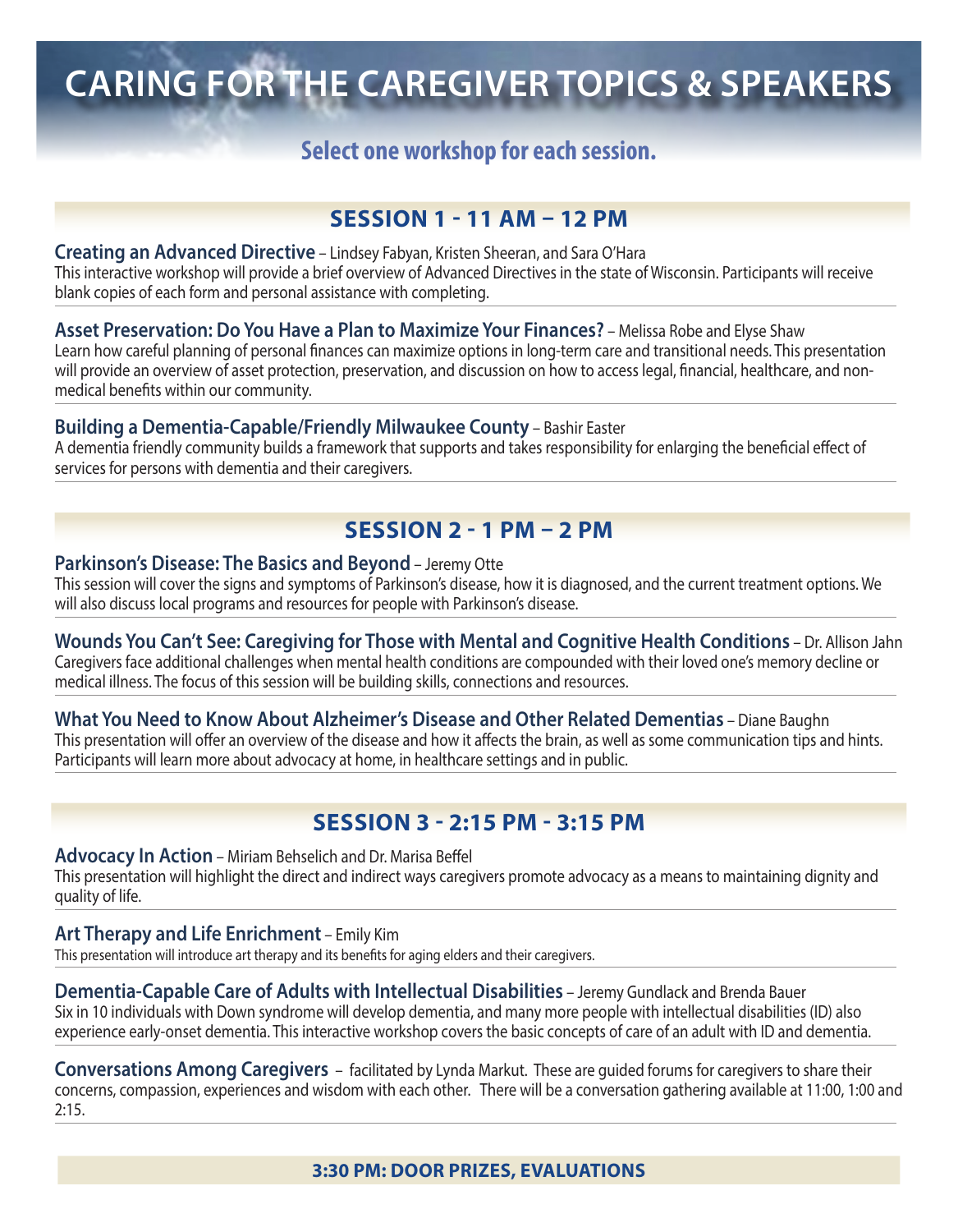# CARING FOR THE CAREGIVER TOPICS & SPEAKERS

**Select one workshop for each session.**

## SESSION 1 - 11 AM – 12 PM

**Creating an Advanced Directive** – Lindsey Fabyan, Kristen Sheeran, and Sara O'Hara
This interactive workshop will provide a brief overview of Advanced Directives in the state of Wisconsin. Participants will receive blank copies of each form and personal assistance with completing.

**Asset Preservation: Do You Have a Plan to Maximize Your Finances?** – Melissa Robe and Elyse Shaw
Learn how careful planning of personal finances can maximize options in long-term care and transitional needs. This presentation will provide an overview of asset protection, preservation, and discussion on how to access legal, financial, healthcare, and non-medical benefits within our community.

**Building a Dementia-Capable/Friendly Milwaukee County** – Bashir Easter
A dementia friendly community builds a framework that supports and takes responsibility for enlarging the beneficial effect of services for persons with dementia and their caregivers.

## SESSION 2 - 1 PM – 2 PM

**Parkinson's Disease: The Basics and Beyond** – Jeremy Otte
This session will cover the signs and symptoms of Parkinson's disease, how it is diagnosed, and the current treatment options. We will also discuss local programs and resources for people with Parkinson's disease.

**Wounds You Can't See: Caregiving for Those with Mental and Cognitive Health Conditions** – Dr. Allison Jahn
Caregivers face additional challenges when mental health conditions are compounded with their loved one's memory decline or medical illness. The focus of this session will be building skills, connections and resources.

**What You Need to Know About Alzheimer's Disease and Other Related Dementias** – Diane Baughn
This presentation will offer an overview of the disease and how it affects the brain, as well as some communication tips and hints. Participants will learn more about advocacy at home, in healthcare settings and in public.

## SESSION 3 - 2:15 PM - 3:15 PM

**Advocacy In Action** – Miriam Behselich and Dr. Marisa Beffel
This presentation will highlight the direct and indirect ways caregivers promote advocacy as a means to maintaining dignity and quality of life.

**Art Therapy and Life Enrichment** – Emily Kim
This presentation will introduce art therapy and its benefits for aging elders and their caregivers.

**Dementia-Capable Care of Adults with Intellectual Disabilities** – Jeremy Gundlack and Brenda Bauer
Six in 10 individuals with Down syndrome will develop dementia, and many more people with intellectual disabilities (ID) also experience early-onset dementia. This interactive workshop covers the basic concepts of care of an adult with ID and dementia.

**Conversations Among Caregivers** – facilitated by Lynda Markut. These are guided forums for caregivers to share their concerns, compassion, experiences and wisdom with each other. There will be a conversation gathering available at 11:00, 1:00 and 2:15.

**3:30 PM: DOOR PRIZES, EVALUATIONS**